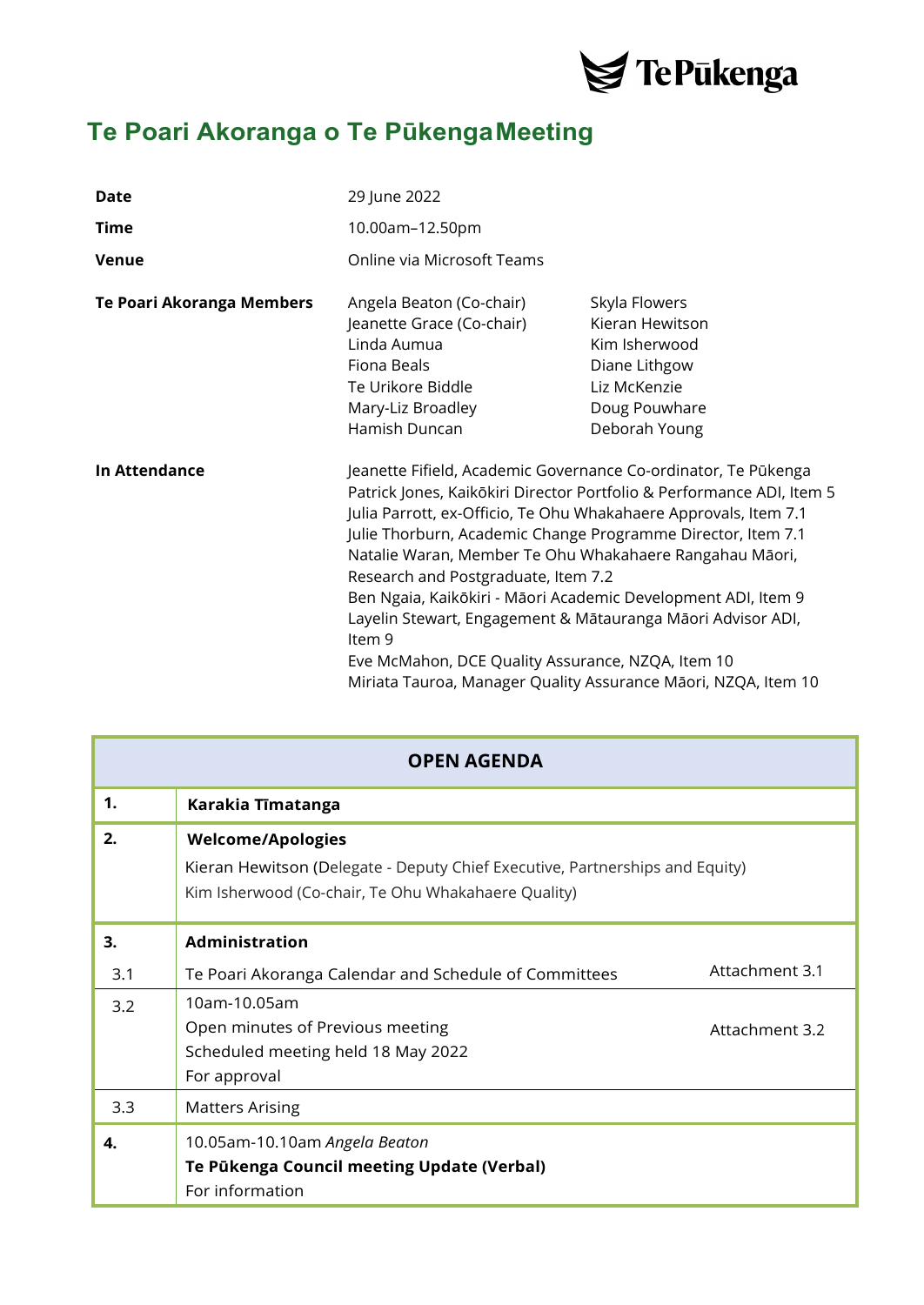# Te Poari Akoranga o Te Pūkenga Meeting

| | | |
|---|---|---|
| **Date** | 29 June 2022 | |
| **Time** | 10.00am–12.50pm | |
| **Venue** | Online via Microsoft Teams | |
| **Te Poari Akoranga Members** | Angela Beaton (Co-chair)<br>Jeanette Grace (Co-chair)<br>Linda Aumua<br>Fiona Beals<br>Te Urikore Biddle<br>Mary-Liz Broadley<br>Hamish Duncan | Skyla Flowers<br>Kieran Hewitson<br>Kim Isherwood<br>Diane Lithgow<br>Liz McKenzie<br>Doug Pouwhare<br>Deborah Young |
| **In Attendance** | Jeanette Fifield, Academic Governance Co-ordinator, Te Pūkenga<br>Patrick Jones, Kaikōkiri Director Portfolio & Performance ADI, Item 5<br>Julia Parrott, ex-Officio, Te Ohu Whakahaere Approvals, Item 7.1<br>Julie Thorburn, Academic Change Programme Director, Item 7.1<br>Natalie Waran, Member Te Ohu Whakahaere Rangahau Māori, Research and Postgraduate, Item 7.2<br>Ben Ngaia, Kaikōkiri - Māori Academic Development ADI, Item 9<br>Layelin Stewart, Engagement & Mātauranga Māori Advisor ADI, Item 9<br>Eve McMahon, DCE Quality Assurance, NZQA, Item 10<br>Miriata Tauroa, Manager Quality Assurance Māori, NZQA, Item 10 | |

| OPEN AGENDA | | |
|---|---|---|
| **1.** | **Karakia Tīmatanga** | |
| **2.** | **Welcome/Apologies**<br>Kieran Hewitson (Delegate - Deputy Chief Executive, Partnerships and Equity)<br>Kim Isherwood (Co-chair, Te Ohu Whakahaere Quality) | |
| **3.** | **Administration** | |
| 3.1 | Te Poari Akoranga Calendar and Schedule of Committees | Attachment 3.1 |
| 3.2 | 10am-10.05am<br>Open minutes of Previous meeting<br>Scheduled meeting held 18 May 2022<br>For approval | Attachment 3.2 |
| 3.3 | Matters Arising | |
| **4.** | 10.05am-10.10am *Angela Beaton*<br>**Te Pūkenga Council meeting Update (Verbal)**<br>For information | |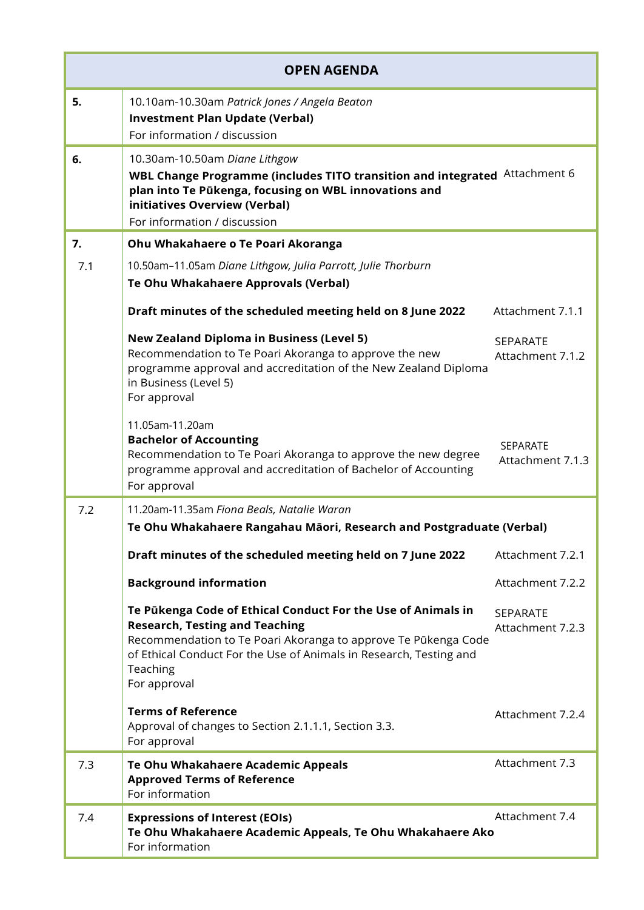| OPEN AGENDA | | |
|---|---|---|
| **5.** | 10.10am-10.30am *Patrick Jones / Angela Beaton*<br>**Investment Plan Update (Verbal)**<br>For information / discussion | |
| **6.** | 10.30am-10.50am *Diane Lithgow*<br>**WBL Change Programme (includes TITO transition and integrated plan into Te Pūkenga, focusing on WBL innovations and initiatives Overview (Verbal)**<br>For information / discussion | Attachment 6 |
| **7.** | **Ohu Whakahaere o Te Poari Akoranga** | |
| 7.1 | 10.50am–11.05am *Diane Lithgow, Julia Parrott, Julie Thorburn*<br>**Te Ohu Whakahaere Approvals (Verbal)** | |
| | **Draft minutes of the scheduled meeting held on 8 June 2022** | Attachment 7.1.1 |
| | **New Zealand Diploma in Business (Level 5)**<br>Recommendation to Te Poari Akoranga to approve the new programme approval and accreditation of the New Zealand Diploma in Business (Level 5)<br>For approval | SEPARATE Attachment 7.1.2 |
| | 11.05am-11.20am<br>**Bachelor of Accounting**<br>Recommendation to Te Poari Akoranga to approve the new degree programme approval and accreditation of Bachelor of Accounting<br>For approval | SEPARATE Attachment 7.1.3 |
| 7.2 | 11.20am-11.35am *Fiona Beals, Natalie Waran*<br>**Te Ohu Whakahaere Rangahau Māori, Research and Postgraduate (Verbal)** | |
| | **Draft minutes of the scheduled meeting held on 7 June 2022** | Attachment 7.2.1 |
| | **Background information** | Attachment 7.2.2 |
| | **Te Pūkenga Code of Ethical Conduct For the Use of Animals in Research, Testing and Teaching**<br>Recommendation to Te Poari Akoranga to approve Te Pūkenga Code of Ethical Conduct For the Use of Animals in Research, Testing and Teaching<br>For approval | SEPARATE Attachment 7.2.3 |
| | **Terms of Reference**<br>Approval of changes to Section 2.1.1.1, Section 3.3.<br>For approval | Attachment 7.2.4 |
| 7.3 | **Te Ohu Whakahaere Academic Appeals**<br>**Approved Terms of Reference**<br>For information | Attachment 7.3 |
| 7.4 | **Expressions of Interest (EOIs)**<br>**Te Ohu Whakahaere Academic Appeals, Te Ohu Whakahaere Ako**<br>For information | Attachment 7.4 |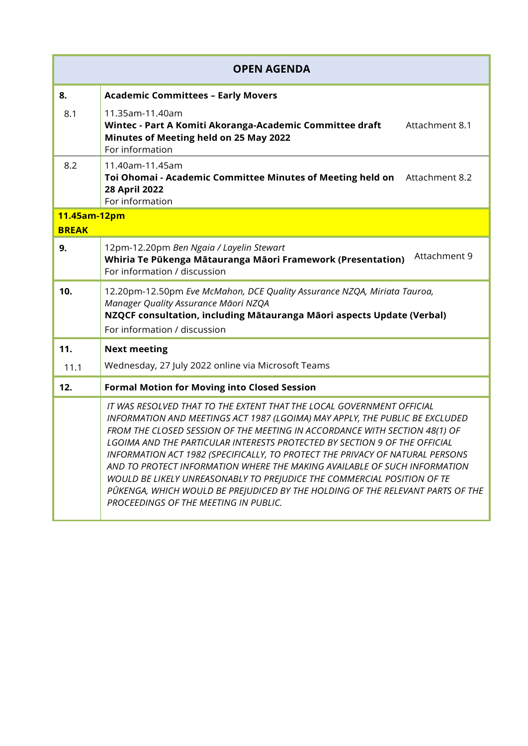| OPEN AGENDA | | |
|---|---|---|
| **8.** | **Academic Committees – Early Movers** | |
| 8.1 | 11.35am-11.40am<br>**Wintec - Part A Komiti Akoranga-Academic Committee draft Minutes of Meeting held on 25 May 2022**<br>For information | Attachment 8.1 |
| 8.2 | 11.40am-11.45am<br>**Toi Ohomai - Academic Committee Minutes of Meeting held on 28 April 2022**<br>For information | Attachment 8.2 |
| **11.45am-12pm**<br>**BREAK** | | |
| **9.** | 12pm-12.20pm *Ben Ngaia / Layelin Stewart*<br>**Whiria Te Pūkenga Mātauranga Māori Framework (Presentation)**<br>For information / discussion | Attachment 9 |
| **10.** | 12.20pm-12.50pm *Eve McMahon, DCE Quality Assurance NZQA, Miriata Tauroa, Manager Quality Assurance Māori NZQA*<br>**NZQCF consultation, including Mātauranga Māori aspects Update (Verbal)**<br>For information / discussion | |
| **11.** | **Next meeting** | |
| 11.1 | Wednesday, 27 July 2022 online via Microsoft Teams | |
| **12.** | **Formal Motion for Moving into Closed Session** | |
| | *IT WAS RESOLVED THAT TO THE EXTENT THAT THE LOCAL GOVERNMENT OFFICIAL INFORMATION AND MEETINGS ACT 1987 (LGOIMA) MAY APPLY, THE PUBLIC BE EXCLUDED FROM THE CLOSED SESSION OF THE MEETING IN ACCORDANCE WITH SECTION 48(1) OF LGOIMA AND THE PARTICULAR INTERESTS PROTECTED BY SECTION 9 OF THE OFFICIAL INFORMATION ACT 1982 (SPECIFICALLY, TO PROTECT THE PRIVACY OF NATURAL PERSONS AND TO PROTECT INFORMATION WHERE THE MAKING AVAILABLE OF SUCH INFORMATION WOULD BE LIKELY UNREASONABLY TO PREJUDICE THE COMMERCIAL POSITION OF TE PŪKENGA, WHICH WOULD BE PREJUDICED BY THE HOLDING OF THE RELEVANT PARTS OF THE PROCEEDINGS OF THE MEETING IN PUBLIC.* | |